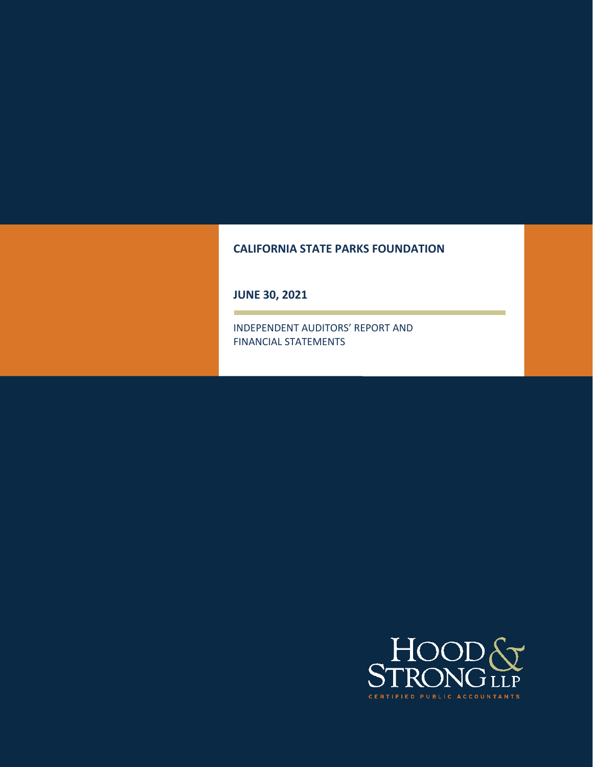# CALIFORNIA STATE PARKS FOUNDATION

## JUNE 30, 2021

INDEPENDENT AUDITORS' REPORT AND FINANCIAL STATEMENTS

HOOD & STRONG LLP

CERTIFIED PUBLIC ACCOUNTANTS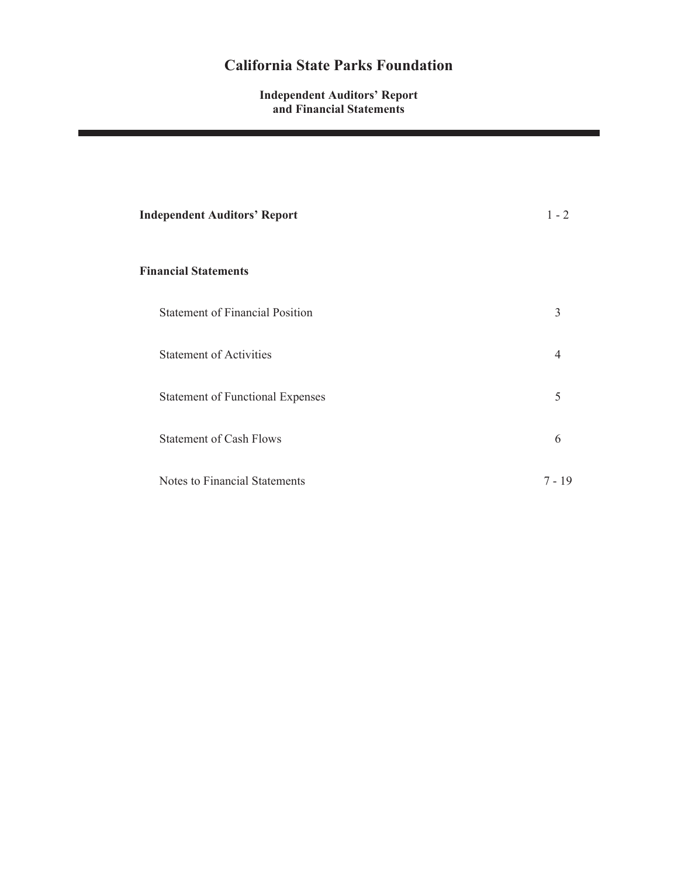# California State Parks Foundation

## Independent Auditors' Report and Financial Statements

| | |
|---|---|
| **Independent Auditors' Report** | 1 - 2 |
| **Financial Statements** | |
| Statement of Financial Position | 3 |
| Statement of Activities | 4 |
| Statement of Functional Expenses | 5 |
| Statement of Cash Flows | 6 |
| Notes to Financial Statements | 7 - 19 |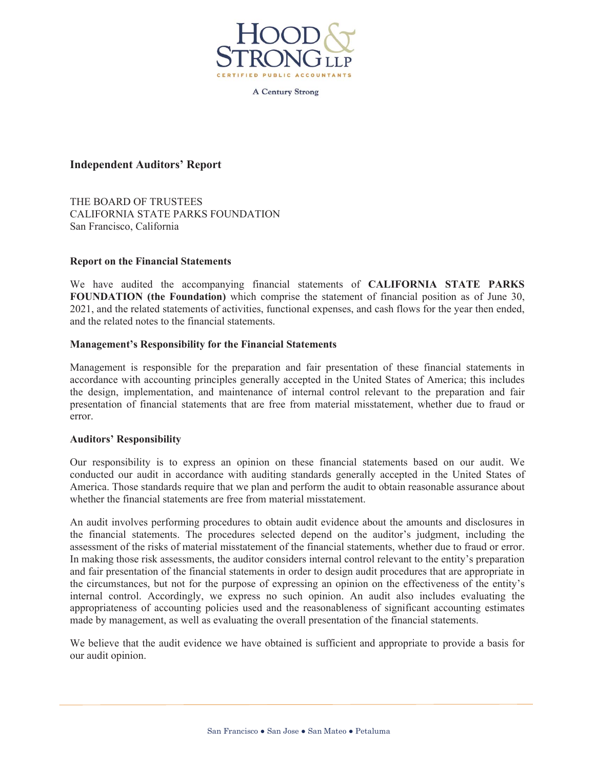**Independent Auditors' Report**

THE BOARD OF TRUSTEES
CALIFORNIA STATE PARKS FOUNDATION
San Francisco, California

**Report on the Financial Statements**

We have audited the accompanying financial statements of **CALIFORNIA STATE PARKS FOUNDATION (the Foundation)** which comprise the statement of financial position as of June 30, 2021, and the related statements of activities, functional expenses, and cash flows for the year then ended, and the related notes to the financial statements.

**Management's Responsibility for the Financial Statements**

Management is responsible for the preparation and fair presentation of these financial statements in accordance with accounting principles generally accepted in the United States of America; this includes the design, implementation, and maintenance of internal control relevant to the preparation and fair presentation of financial statements that are free from material misstatement, whether due to fraud or error.

**Auditors' Responsibility**

Our responsibility is to express an opinion on these financial statements based on our audit. We conducted our audit in accordance with auditing standards generally accepted in the United States of America. Those standards require that we plan and perform the audit to obtain reasonable assurance about whether the financial statements are free from material misstatement.

An audit involves performing procedures to obtain audit evidence about the amounts and disclosures in the financial statements. The procedures selected depend on the auditor's judgment, including the assessment of the risks of material misstatement of the financial statements, whether due to fraud or error. In making those risk assessments, the auditor considers internal control relevant to the entity's preparation and fair presentation of the financial statements in order to design audit procedures that are appropriate in the circumstances, but not for the purpose of expressing an opinion on the effectiveness of the entity's internal control. Accordingly, we express no such opinion. An audit also includes evaluating the appropriateness of accounting policies used and the reasonableness of significant accounting estimates made by management, as well as evaluating the overall presentation of the financial statements.

We believe that the audit evidence we have obtained is sufficient and appropriate to provide a basis for our audit opinion.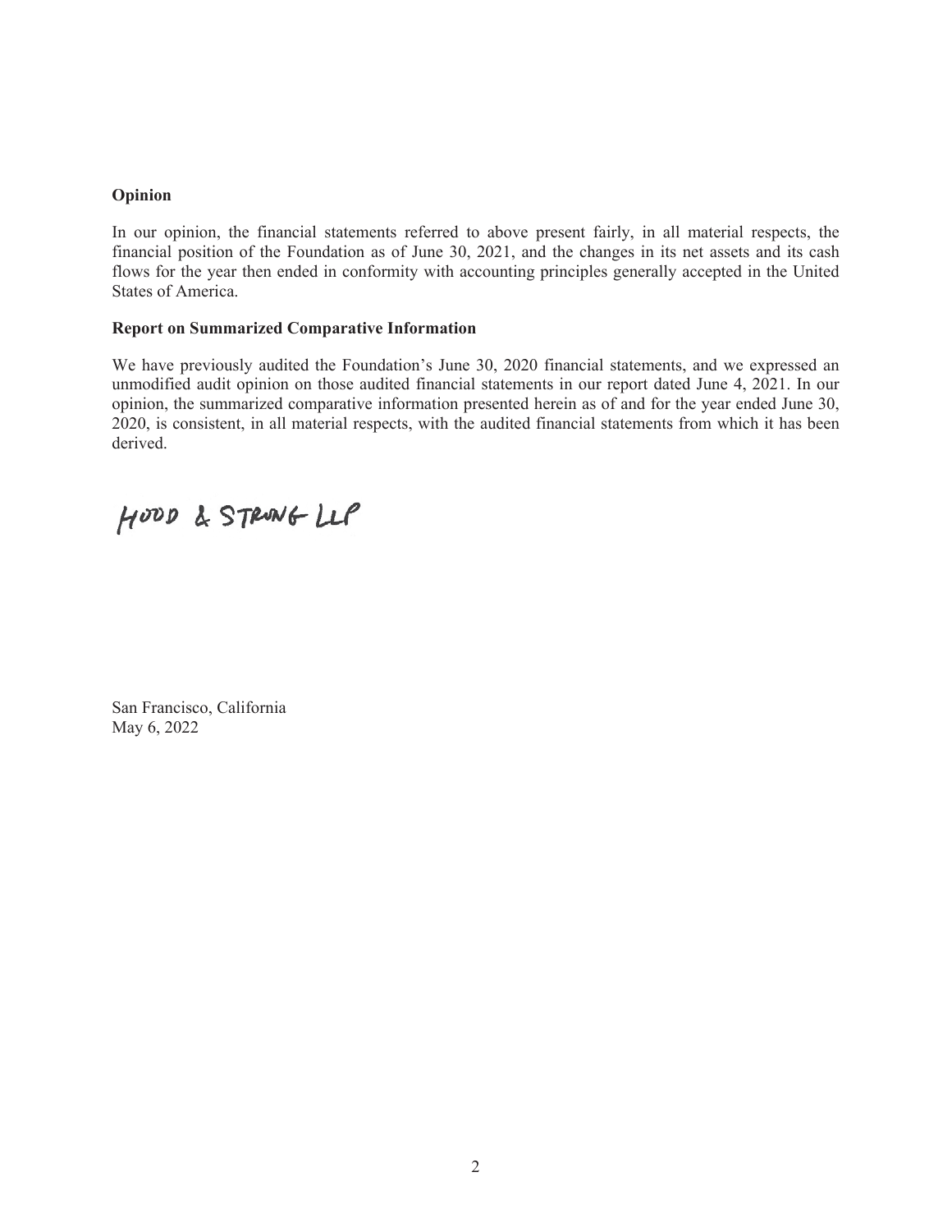**Opinion**

In our opinion, the financial statements referred to above present fairly, in all material respects, the financial position of the Foundation as of June 30, 2021, and the changes in its net assets and its cash flows for the year then ended in conformity with accounting principles generally accepted in the United States of America.

**Report on Summarized Comparative Information**

We have previously audited the Foundation's June 30, 2020 financial statements, and we expressed an unmodified audit opinion on those audited financial statements in our report dated June 4, 2021. In our opinion, the summarized comparative information presented herein as of and for the year ended June 30, 2020, is consistent, in all material respects, with the audited financial statements from which it has been derived.

HOOD & STRONG LLP

San Francisco, California
May 6, 2022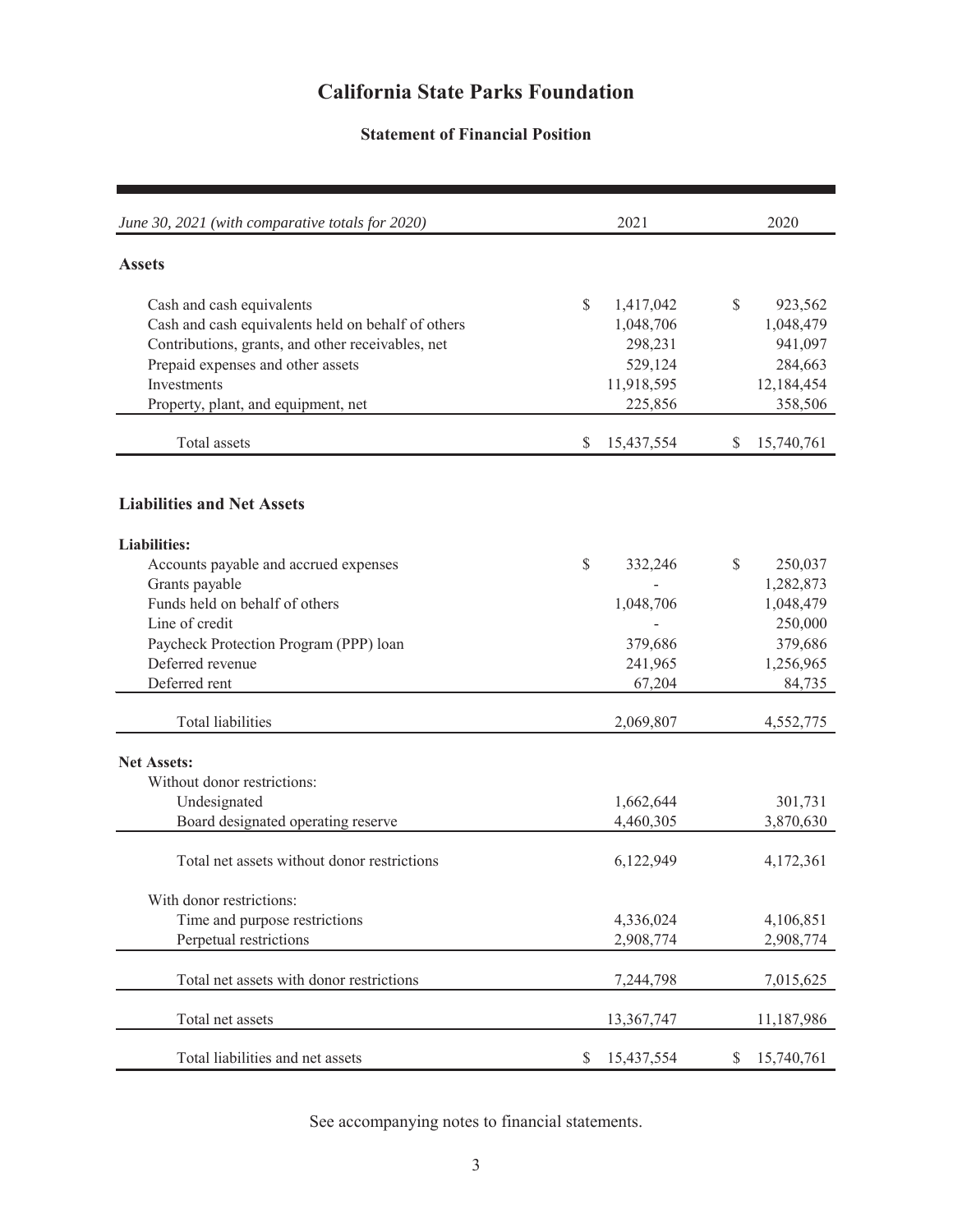# California State Parks Foundation

## Statement of Financial Position

| *June 30, 2021 (with comparative totals for 2020)* | 2021 | 2020 |
|---|---|---|
| **Assets** | | |
| Cash and cash equivalents | $ 1,417,042 | $ 923,562 |
| Cash and cash equivalents held on behalf of others | 1,048,706 | 1,048,479 |
| Contributions, grants, and other receivables, net | 298,231 | 941,097 |
| Prepaid expenses and other assets | 529,124 | 284,663 |
| Investments | 11,918,595 | 12,184,454 |
| Property, plant, and equipment, net | 225,856 | 358,506 |
| Total assets | $ 15,437,554 | $ 15,740,761 |
| **Liabilities and Net Assets** | | |
| **Liabilities:** | | |
| Accounts payable and accrued expenses | $ 332,246 | $ 250,037 |
| Grants payable | - | 1,282,873 |
| Funds held on behalf of others | 1,048,706 | 1,048,479 |
| Line of credit | - | 250,000 |
| Paycheck Protection Program (PPP) loan | 379,686 | 379,686 |
| Deferred revenue | 241,965 | 1,256,965 |
| Deferred rent | 67,204 | 84,735 |
| Total liabilities | 2,069,807 | 4,552,775 |
| **Net Assets:** | | |
| Without donor restrictions: | | |
| Undesignated | 1,662,644 | 301,731 |
| Board designated operating reserve | 4,460,305 | 3,870,630 |
| Total net assets without donor restrictions | 6,122,949 | 4,172,361 |
| With donor restrictions: | | |
| Time and purpose restrictions | 4,336,024 | 4,106,851 |
| Perpetual restrictions | 2,908,774 | 2,908,774 |
| Total net assets with donor restrictions | 7,244,798 | 7,015,625 |
| Total net assets | 13,367,747 | 11,187,986 |
| Total liabilities and net assets | $ 15,437,554 | $ 15,740,761 |

See accompanying notes to financial statements.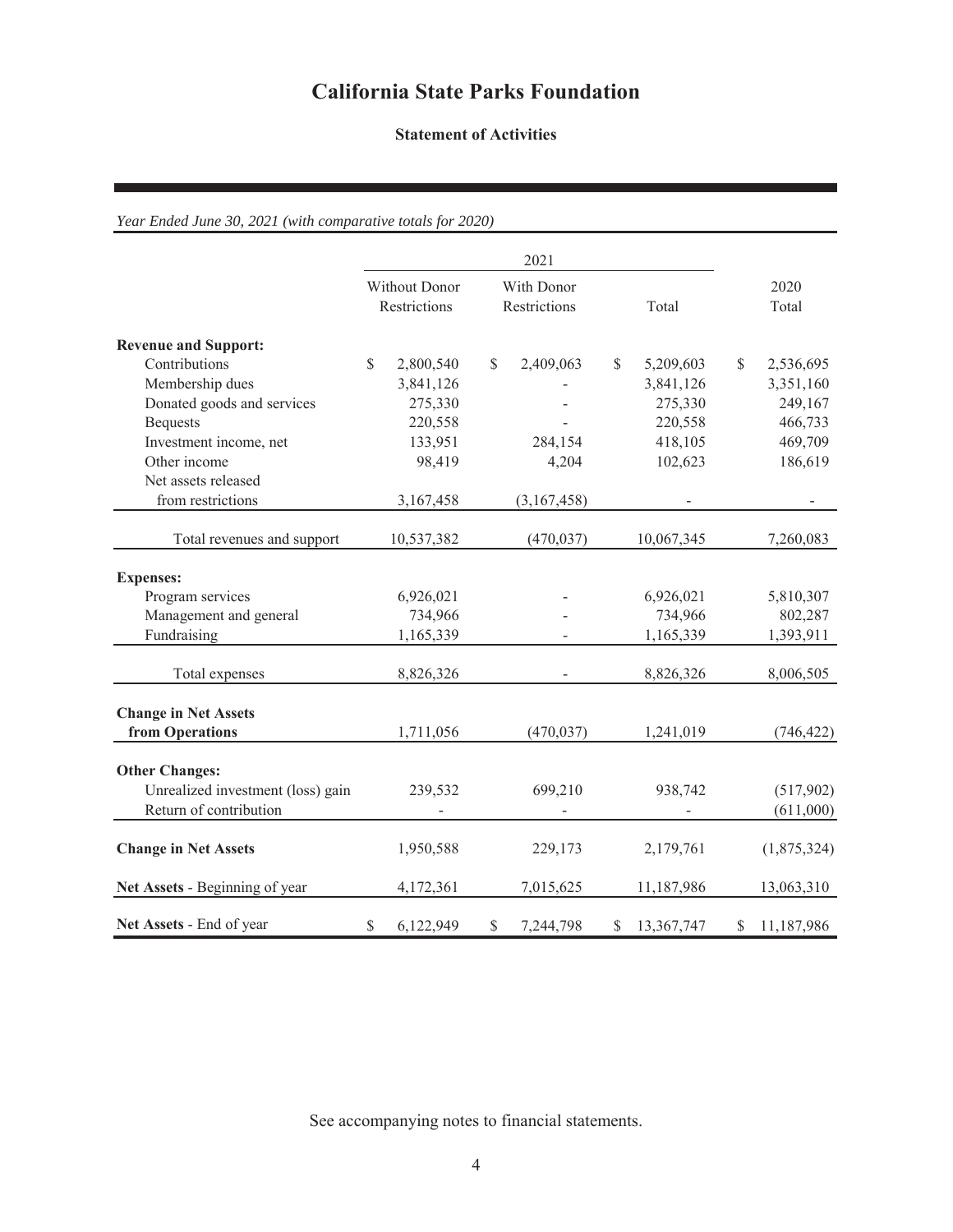# California State Parks Foundation

## Statement of Activities

*Year Ended June 30, 2021 (with comparative totals for 2020)*

| | 2021 | | | |
|---|---|---|---|---|
| | Without Donor Restrictions | With Donor Restrictions | Total | 2020 Total |
| **Revenue and Support:** | | | | |
| Contributions | $ 2,800,540 | $ 2,409,063 | $ 5,209,603 | $ 2,536,695 |
| Membership dues | 3,841,126 | - | 3,841,126 | 3,351,160 |
| Donated goods and services | 275,330 | - | 275,330 | 249,167 |
| Bequests | 220,558 | - | 220,558 | 466,733 |
| Investment income, net | 133,951 | 284,154 | 418,105 | 469,709 |
| Other income | 98,419 | 4,204 | 102,623 | 186,619 |
| Net assets released from restrictions | 3,167,458 | (3,167,458) | - | - |
| Total revenues and support | 10,537,382 | (470,037) | 10,067,345 | 7,260,083 |
| **Expenses:** | | | | |
| Program services | 6,926,021 | - | 6,926,021 | 5,810,307 |
| Management and general | 734,966 | - | 734,966 | 802,287 |
| Fundraising | 1,165,339 | - | 1,165,339 | 1,393,911 |
| Total expenses | 8,826,326 | - | 8,826,326 | 8,006,505 |
| **Change in Net Assets from Operations** | 1,711,056 | (470,037) | 1,241,019 | (746,422) |
| **Other Changes:** | | | | |
| Unrealized investment (loss) gain | 239,532 | 699,210 | 938,742 | (517,902) |
| Return of contribution | - | - | - | (611,000) |
| **Change in Net Assets** | 1,950,588 | 229,173 | 2,179,761 | (1,875,324) |
| **Net Assets** - Beginning of year | 4,172,361 | 7,015,625 | 11,187,986 | 13,063,310 |
| **Net Assets** - End of year | $ 6,122,949 | $ 7,244,798 | $ 13,367,747 | $ 11,187,986 |

See accompanying notes to financial statements.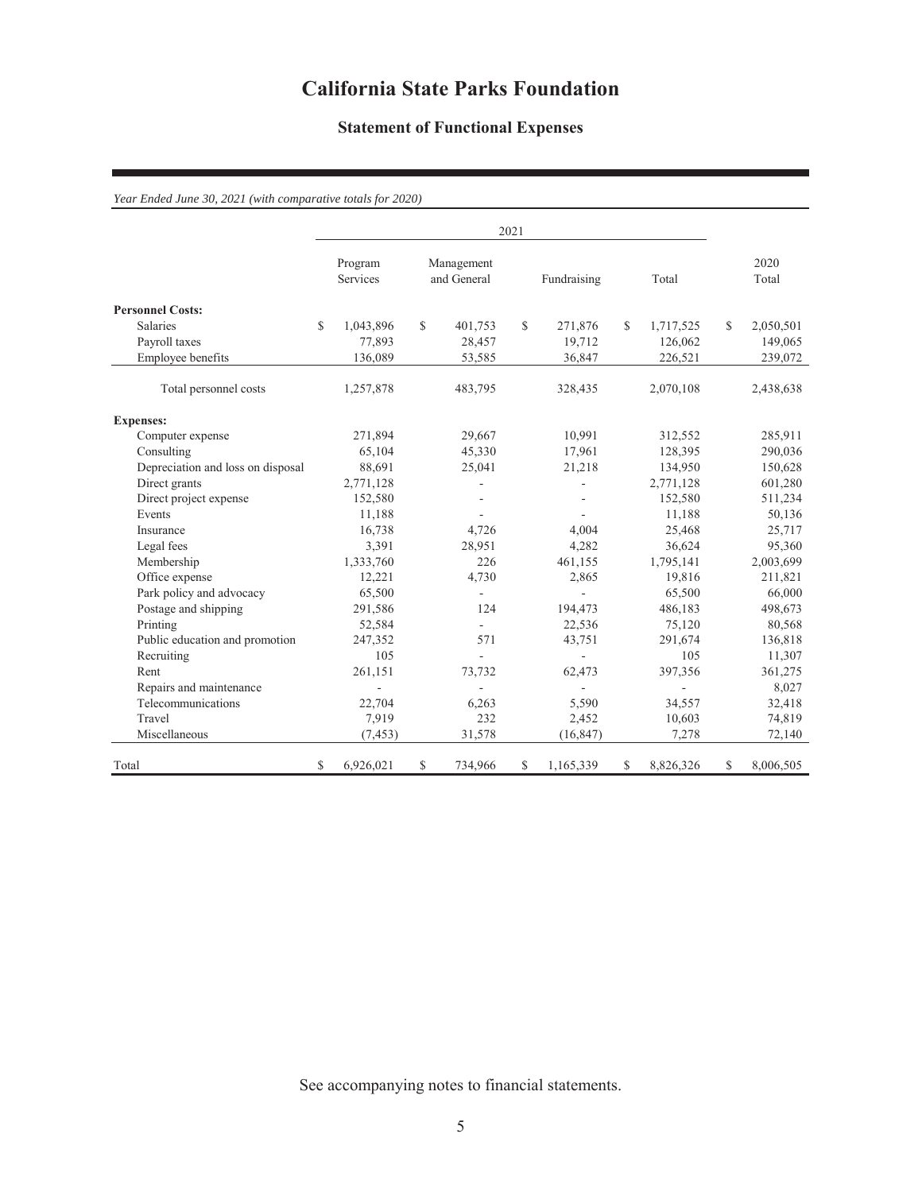# California State Parks Foundation

## Statement of Functional Expenses

*Year Ended June 30, 2021 (with comparative totals for 2020)*

| | 2021 | | | | |
|---|---|---|---|---|---|
| | Program Services | Management and General | Fundraising | Total | 2020 Total |
| **Personnel Costs:** | | | | | |
| Salaries | $ 1,043,896 | $ 401,753 | $ 271,876 | $ 1,717,525 | $ 2,050,501 |
| Payroll taxes | 77,893 | 28,457 | 19,712 | 126,062 | 149,065 |
| Employee benefits | 136,089 | 53,585 | 36,847 | 226,521 | 239,072 |
| Total personnel costs | 1,257,878 | 483,795 | 328,435 | 2,070,108 | 2,438,638 |
| **Expenses:** | | | | | |
| Computer expense | 271,894 | 29,667 | 10,991 | 312,552 | 285,911 |
| Consulting | 65,104 | 45,330 | 17,961 | 128,395 | 290,036 |
| Depreciation and loss on disposal | 88,691 | 25,041 | 21,218 | 134,950 | 150,628 |
| Direct grants | 2,771,128 | - | - | 2,771,128 | 601,280 |
| Direct project expense | 152,580 | - | - | 152,580 | 511,234 |
| Events | 11,188 | - | - | 11,188 | 50,136 |
| Insurance | 16,738 | 4,726 | 4,004 | 25,468 | 25,717 |
| Legal fees | 3,391 | 28,951 | 4,282 | 36,624 | 95,360 |
| Membership | 1,333,760 | 226 | 461,155 | 1,795,141 | 2,003,699 |
| Office expense | 12,221 | 4,730 | 2,865 | 19,816 | 211,821 |
| Park policy and advocacy | 65,500 | - | - | 65,500 | 66,000 |
| Postage and shipping | 291,586 | 124 | 194,473 | 486,183 | 498,673 |
| Printing | 52,584 | - | 22,536 | 75,120 | 80,568 |
| Public education and promotion | 247,352 | 571 | 43,751 | 291,674 | 136,818 |
| Recruiting | 105 | - | - | 105 | 11,307 |
| Rent | 261,151 | 73,732 | 62,473 | 397,356 | 361,275 |
| Repairs and maintenance | - | - | - | - | 8,027 |
| Telecommunications | 22,704 | 6,263 | 5,590 | 34,557 | 32,418 |
| Travel | 7,919 | 232 | 2,452 | 10,603 | 74,819 |
| Miscellaneous | (7,453) | 31,578 | (16,847) | 7,278 | 72,140 |
| Total | $ 6,926,021 | $ 734,966 | $ 1,165,339 | $ 8,826,326 | $ 8,006,505 |

See accompanying notes to financial statements.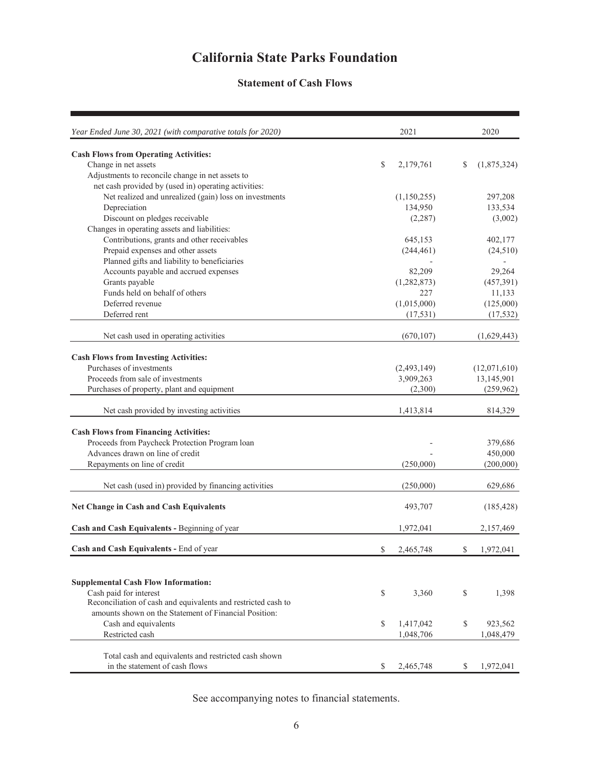# California State Parks Foundation

## Statement of Cash Flows

| *Year Ended June 30, 2021 (with comparative totals for 2020)* | 2021 | 2020 |
|---|---|---|
| **Cash Flows from Operating Activities:** | | |
| Change in net assets | $ 2,179,761 | $ (1,875,324) |
| Adjustments to reconcile change in net assets to net cash provided by (used in) operating activities: | | |
| Net realized and unrealized (gain) loss on investments | (1,150,255) | 297,208 |
| Depreciation | 134,950 | 133,534 |
| Discount on pledges receivable | (2,287) | (3,002) |
| Changes in operating assets and liabilities: | | |
| Contributions, grants and other receivables | 645,153 | 402,177 |
| Prepaid expenses and other assets | (244,461) | (24,510) |
| Planned gifts and liability to beneficiaries | - | - |
| Accounts payable and accrued expenses | 82,209 | 29,264 |
| Grants payable | (1,282,873) | (457,391) |
| Funds held on behalf of others | 227 | 11,133 |
| Deferred revenue | (1,015,000) | (125,000) |
| Deferred rent | (17,531) | (17,532) |
| Net cash used in operating activities | (670,107) | (1,629,443) |
| **Cash Flows from Investing Activities:** | | |
| Purchases of investments | (2,493,149) | (12,071,610) |
| Proceeds from sale of investments | 3,909,263 | 13,145,901 |
| Purchases of property, plant and equipment | (2,300) | (259,962) |
| Net cash provided by investing activities | 1,413,814 | 814,329 |
| **Cash Flows from Financing Activities:** | | |
| Proceeds from Paycheck Protection Program loan | - | 379,686 |
| Advances drawn on line of credit | - | 450,000 |
| Repayments on line of credit | (250,000) | (200,000) |
| Net cash (used in) provided by financing activities | (250,000) | 629,686 |
| **Net Change in Cash and Cash Equivalents** | 493,707 | (185,428) |
| **Cash and Cash Equivalents -** Beginning of year | 1,972,041 | 2,157,469 |
| **Cash and Cash Equivalents -** End of year | $ 2,465,748 | $ 1,972,041 |

| | 2021 | 2020 |
|---|---|---|
| **Supplemental Cash Flow Information:** | | |
| Cash paid for interest | $ 3,360 | $ 1,398 |
| Reconciliation of cash and equivalents and restricted cash to amounts shown on the Statement of Financial Position: | | |
| Cash and equivalents | $ 1,417,042 | $ 923,562 |
| Restricted cash | 1,048,706 | 1,048,479 |
| Total cash and equivalents and restricted cash shown in the statement of cash flows | $ 2,465,748 | $ 1,972,041 |

See accompanying notes to financial statements.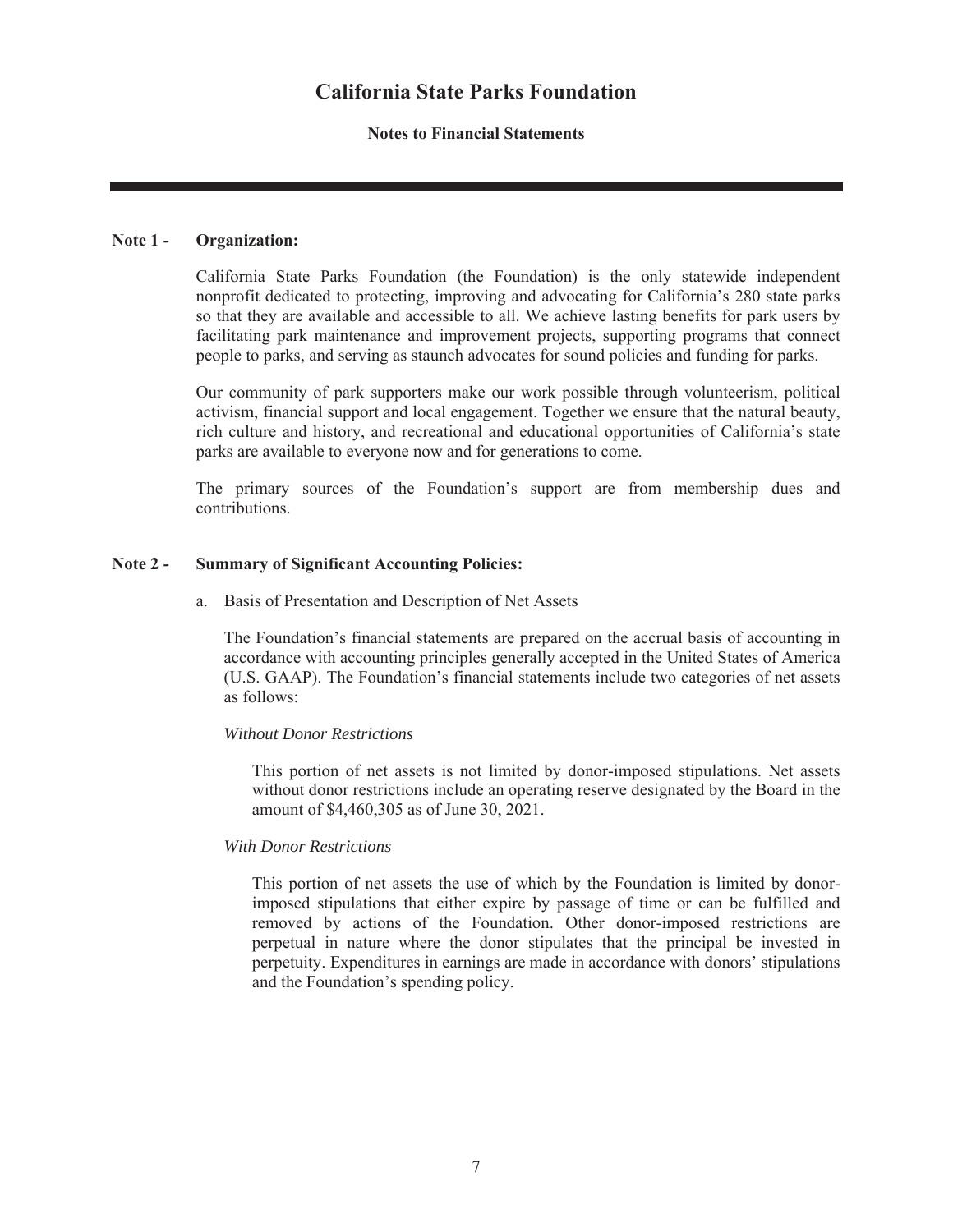# California State Parks Foundation

## Notes to Financial Statements

---

**Note 1 - Organization:**

California State Parks Foundation (the Foundation) is the only statewide independent nonprofit dedicated to protecting, improving and advocating for California's 280 state parks so that they are available and accessible to all. We achieve lasting benefits for park users by facilitating park maintenance and improvement projects, supporting programs that connect people to parks, and serving as staunch advocates for sound policies and funding for parks.

Our community of park supporters make our work possible through volunteerism, political activism, financial support and local engagement. Together we ensure that the natural beauty, rich culture and history, and recreational and educational opportunities of California's state parks are available to everyone now and for generations to come.

The primary sources of the Foundation's support are from membership dues and contributions.

**Note 2 - Summary of Significant Accounting Policies:**

a. Basis of Presentation and Description of Net Assets

The Foundation's financial statements are prepared on the accrual basis of accounting in accordance with accounting principles generally accepted in the United States of America (U.S. GAAP). The Foundation's financial statements include two categories of net assets as follows:

*Without Donor Restrictions*

This portion of net assets is not limited by donor-imposed stipulations. Net assets without donor restrictions include an operating reserve designated by the Board in the amount of $4,460,305 as of June 30, 2021.

*With Donor Restrictions*

This portion of net assets the use of which by the Foundation is limited by donor-imposed stipulations that either expire by passage of time or can be fulfilled and removed by actions of the Foundation. Other donor-imposed restrictions are perpetual in nature where the donor stipulates that the principal be invested in perpetuity. Expenditures in earnings are made in accordance with donors' stipulations and the Foundation's spending policy.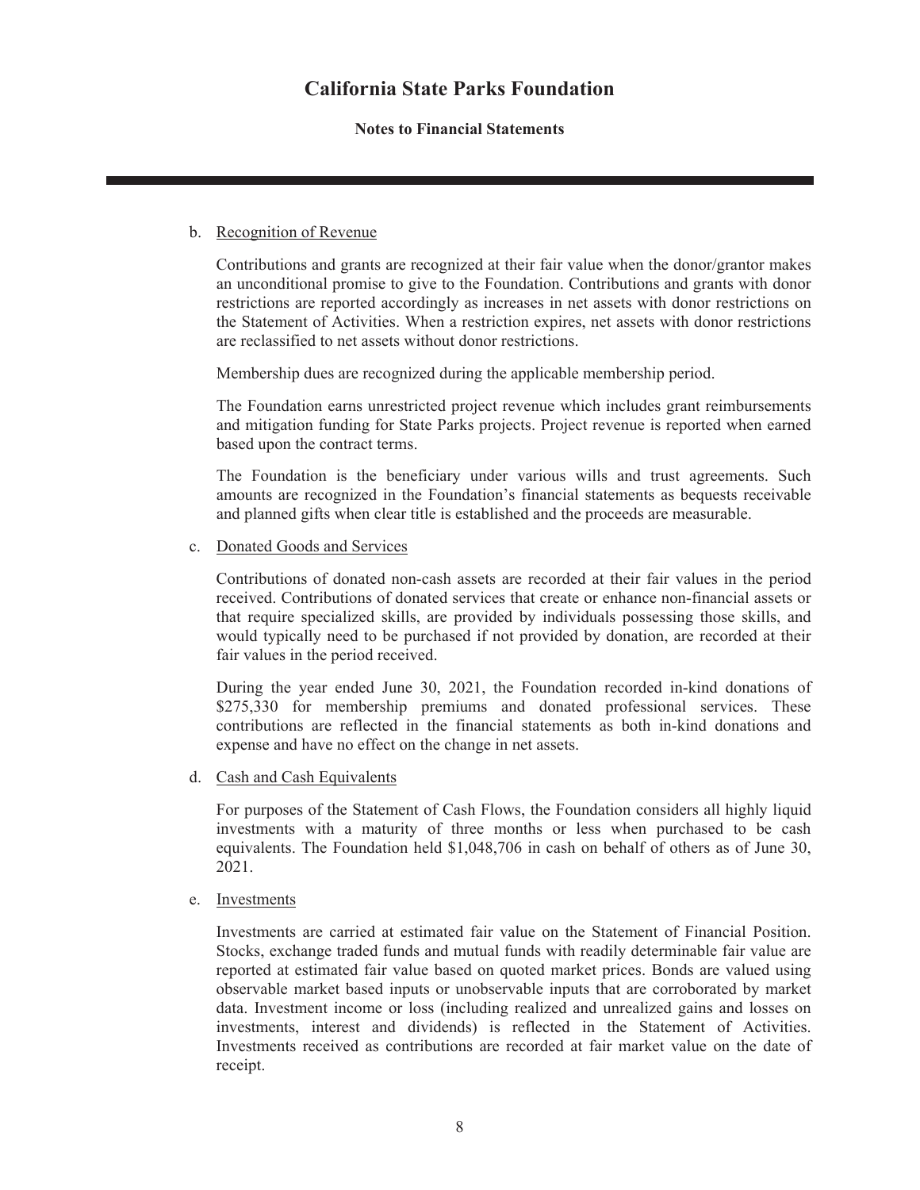b. Recognition of Revenue

Contributions and grants are recognized at their fair value when the donor/grantor makes an unconditional promise to give to the Foundation. Contributions and grants with donor restrictions are reported accordingly as increases in net assets with donor restrictions on the Statement of Activities. When a restriction expires, net assets with donor restrictions are reclassified to net assets without donor restrictions.

Membership dues are recognized during the applicable membership period.

The Foundation earns unrestricted project revenue which includes grant reimbursements and mitigation funding for State Parks projects. Project revenue is reported when earned based upon the contract terms.

The Foundation is the beneficiary under various wills and trust agreements. Such amounts are recognized in the Foundation's financial statements as bequests receivable and planned gifts when clear title is established and the proceeds are measurable.

c. Donated Goods and Services

Contributions of donated non-cash assets are recorded at their fair values in the period received. Contributions of donated services that create or enhance non-financial assets or that require specialized skills, are provided by individuals possessing those skills, and would typically need to be purchased if not provided by donation, are recorded at their fair values in the period received.

During the year ended June 30, 2021, the Foundation recorded in-kind donations of $275,330 for membership premiums and donated professional services. These contributions are reflected in the financial statements as both in-kind donations and expense and have no effect on the change in net assets.

d. Cash and Cash Equivalents

For purposes of the Statement of Cash Flows, the Foundation considers all highly liquid investments with a maturity of three months or less when purchased to be cash equivalents. The Foundation held $1,048,706 in cash on behalf of others as of June 30, 2021.

e. Investments

Investments are carried at estimated fair value on the Statement of Financial Position. Stocks, exchange traded funds and mutual funds with readily determinable fair value are reported at estimated fair value based on quoted market prices. Bonds are valued using observable market based inputs or unobservable inputs that are corroborated by market data. Investment income or loss (including realized and unrealized gains and losses on investments, interest and dividends) is reflected in the Statement of Activities. Investments received as contributions are recorded at fair market value on the date of receipt.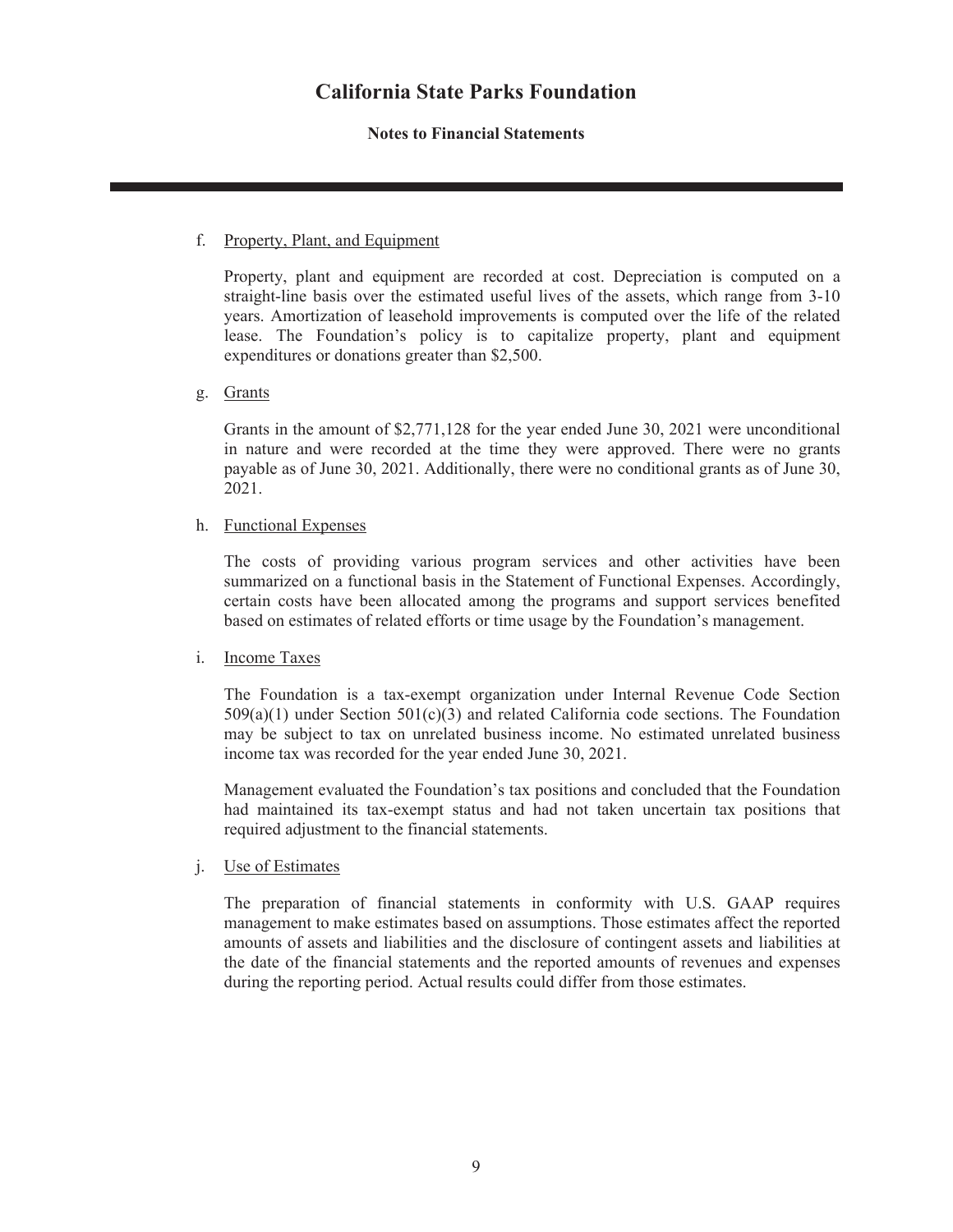# California State Parks Foundation

## Notes to Financial Statements

f. Property, Plant, and Equipment

Property, plant and equipment are recorded at cost. Depreciation is computed on a straight-line basis over the estimated useful lives of the assets, which range from 3-10 years. Amortization of leasehold improvements is computed over the life of the related lease. The Foundation's policy is to capitalize property, plant and equipment expenditures or donations greater than $2,500.

g. Grants

Grants in the amount of $2,771,128 for the year ended June 30, 2021 were unconditional in nature and were recorded at the time they were approved. There were no grants payable as of June 30, 2021. Additionally, there were no conditional grants as of June 30, 2021.

h. Functional Expenses

The costs of providing various program services and other activities have been summarized on a functional basis in the Statement of Functional Expenses. Accordingly, certain costs have been allocated among the programs and support services benefited based on estimates of related efforts or time usage by the Foundation's management.

i. Income Taxes

The Foundation is a tax-exempt organization under Internal Revenue Code Section 509(a)(1) under Section 501(c)(3) and related California code sections. The Foundation may be subject to tax on unrelated business income. No estimated unrelated business income tax was recorded for the year ended June 30, 2021.

Management evaluated the Foundation's tax positions and concluded that the Foundation had maintained its tax-exempt status and had not taken uncertain tax positions that required adjustment to the financial statements.

j. Use of Estimates

The preparation of financial statements in conformity with U.S. GAAP requires management to make estimates based on assumptions. Those estimates affect the reported amounts of assets and liabilities and the disclosure of contingent assets and liabilities at the date of the financial statements and the reported amounts of revenues and expenses during the reporting period. Actual results could differ from those estimates.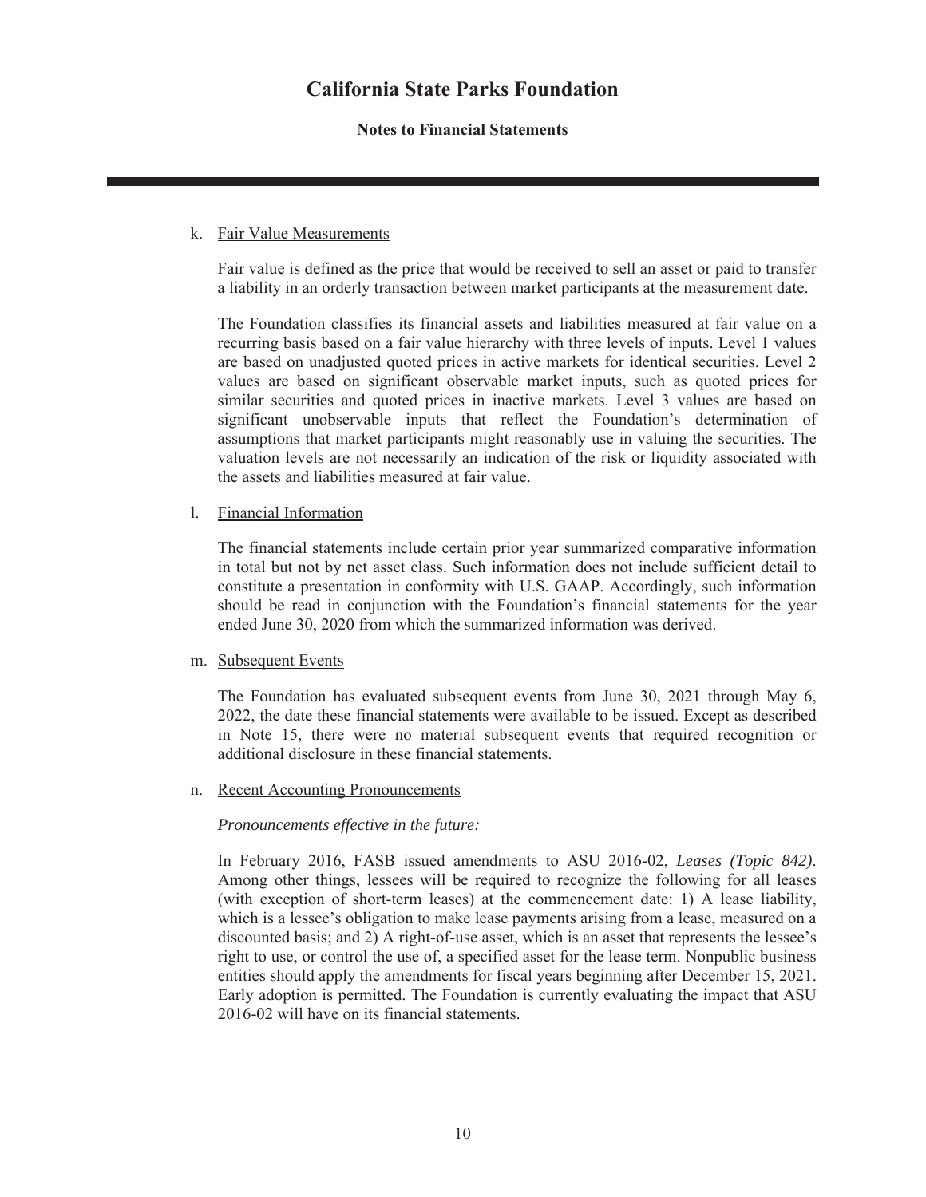k. Fair Value Measurements

Fair value is defined as the price that would be received to sell an asset or paid to transfer a liability in an orderly transaction between market participants at the measurement date.

The Foundation classifies its financial assets and liabilities measured at fair value on a recurring basis based on a fair value hierarchy with three levels of inputs. Level 1 values are based on unadjusted quoted prices in active markets for identical securities. Level 2 values are based on significant observable market inputs, such as quoted prices for similar securities and quoted prices in inactive markets. Level 3 values are based on significant unobservable inputs that reflect the Foundation's determination of assumptions that market participants might reasonably use in valuing the securities. The valuation levels are not necessarily an indication of the risk or liquidity associated with the assets and liabilities measured at fair value.

l. Financial Information

The financial statements include certain prior year summarized comparative information in total but not by net asset class. Such information does not include sufficient detail to constitute a presentation in conformity with U.S. GAAP. Accordingly, such information should be read in conjunction with the Foundation's financial statements for the year ended June 30, 2020 from which the summarized information was derived.

m. Subsequent Events

The Foundation has evaluated subsequent events from June 30, 2021 through May 6, 2022, the date these financial statements were available to be issued. Except as described in Note 15, there were no material subsequent events that required recognition or additional disclosure in these financial statements.

n. Recent Accounting Pronouncements

*Pronouncements effective in the future:*

In February 2016, FASB issued amendments to ASU 2016-02, *Leases (Topic 842)*. Among other things, lessees will be required to recognize the following for all leases (with exception of short-term leases) at the commencement date: 1) A lease liability, which is a lessee's obligation to make lease payments arising from a lease, measured on a discounted basis; and 2) A right-of-use asset, which is an asset that represents the lessee's right to use, or control the use of, a specified asset for the lease term. Nonpublic business entities should apply the amendments for fiscal years beginning after December 15, 2021. Early adoption is permitted. The Foundation is currently evaluating the impact that ASU 2016-02 will have on its financial statements.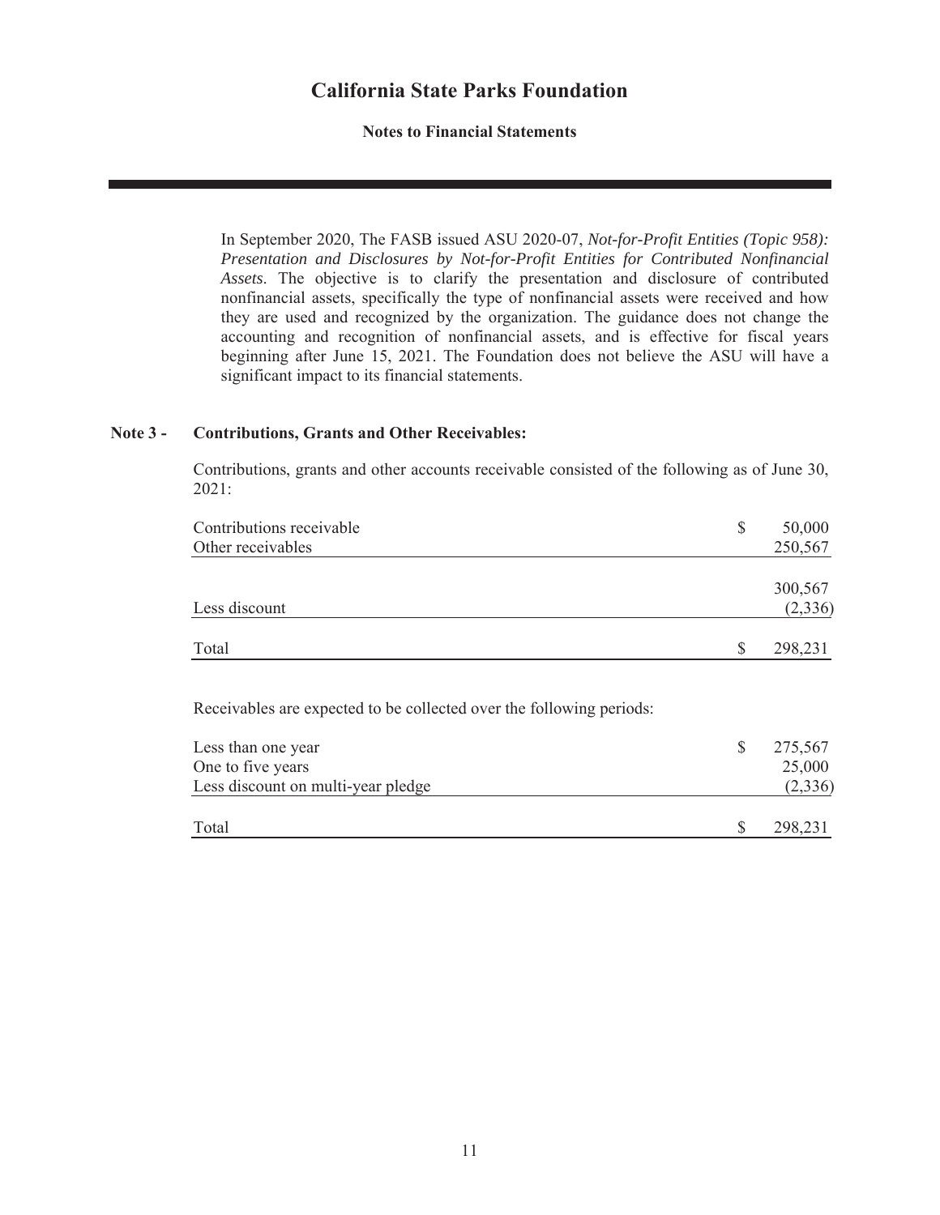In September 2020, The FASB issued ASU 2020-07, *Not-for-Profit Entities (Topic 958): Presentation and Disclosures by Not-for-Profit Entities for Contributed Nonfinancial Assets*. The objective is to clarify the presentation and disclosure of contributed nonfinancial assets, specifically the type of nonfinancial assets were received and how they are used and recognized by the organization. The guidance does not change the accounting and recognition of nonfinancial assets, and is effective for fiscal years beginning after June 15, 2021. The Foundation does not believe the ASU will have a significant impact to its financial statements.

**Note 3 - Contributions, Grants and Other Receivables:**

Contributions, grants and other accounts receivable consisted of the following as of June 30, 2021:

| | |
|---|---|
| Contributions receivable | $ 50,000 |
| Other receivables | 250,567 |
| | 300,567 |
| Less discount | (2,336) |
| Total | $ 298,231 |

Receivables are expected to be collected over the following periods:

| | |
|---|---|
| Less than one year | $ 275,567 |
| One to five years | 25,000 |
| Less discount on multi-year pledge | (2,336) |
| Total | $ 298,231 |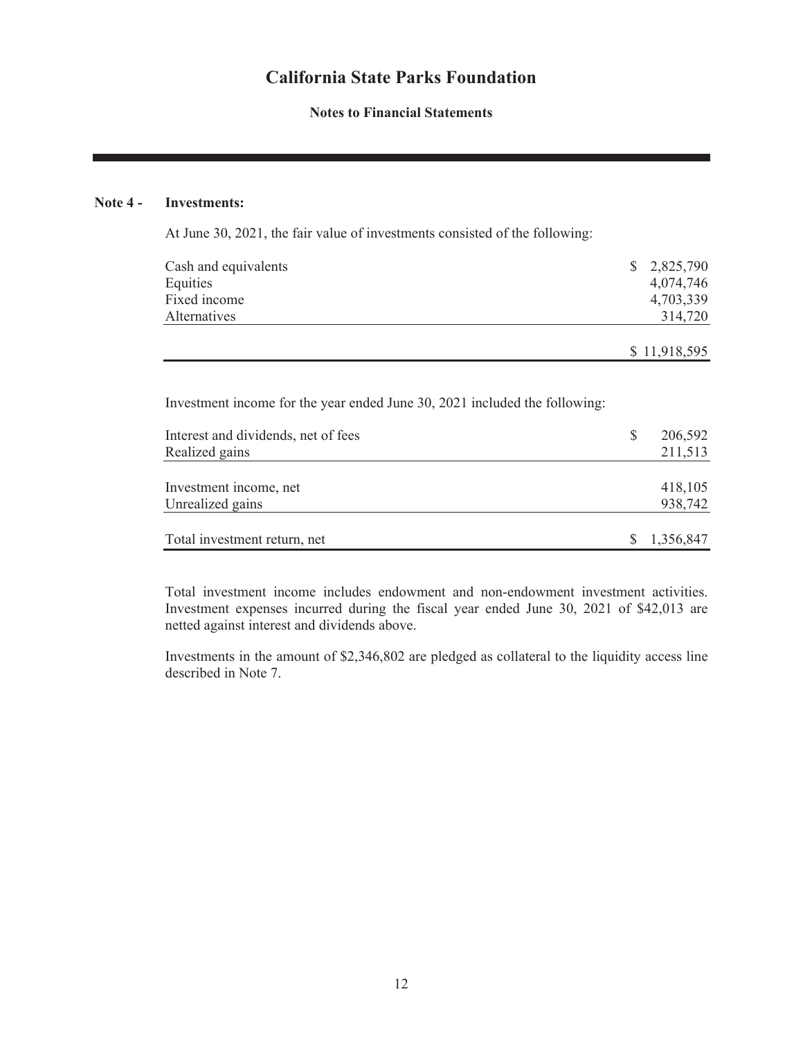# California State Parks Foundation

## Notes to Financial Statements

### Note 4 - Investments:

At June 30, 2021, the fair value of investments consisted of the following:

| | |
|---|---|
| Cash and equivalents | $ 2,825,790 |
| Equities | 4,074,746 |
| Fixed income | 4,703,339 |
| Alternatives | 314,720 |
| | $ 11,918,595 |

Investment income for the year ended June 30, 2021 included the following:

| | |
|---|---|
| Interest and dividends, net of fees | $ 206,592 |
| Realized gains | 211,513 |
| Investment income, net | 418,105 |
| Unrealized gains | 938,742 |
| Total investment return, net | $ 1,356,847 |

Total investment income includes endowment and non-endowment investment activities. Investment expenses incurred during the fiscal year ended June 30, 2021 of $42,013 are netted against interest and dividends above.

Investments in the amount of $2,346,802 are pledged as collateral to the liquidity access line described in Note 7.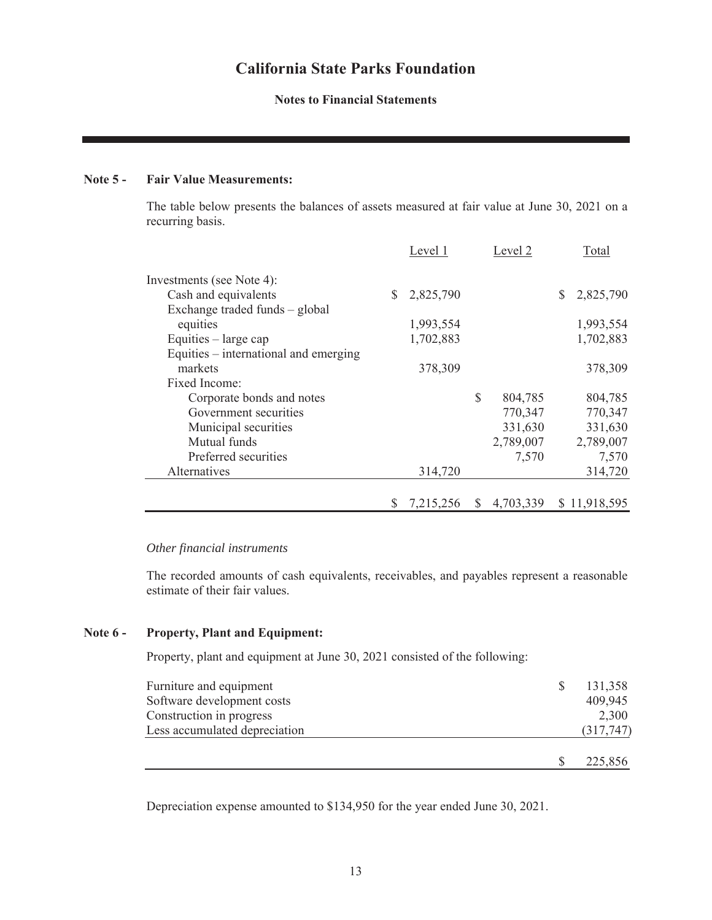# California State Parks Foundation

**Notes to Financial Statements**

## Note 5 - Fair Value Measurements:

The table below presents the balances of assets measured at fair value at June 30, 2021 on a recurring basis.

| | Level 1 | Level 2 | Total |
|---|---|---|---|
| Investments (see Note 4): | | | |
| Cash and equivalents | $ 2,825,790 | | $ 2,825,790 |
| Exchange traded funds – global equities | 1,993,554 | | 1,993,554 |
| Equities – large cap | 1,702,883 | | 1,702,883 |
| Equities – international and emerging markets | 378,309 | | 378,309 |
| Fixed Income: | | | |
| Corporate bonds and notes | | $ 804,785 | 804,785 |
| Government securities | | 770,347 | 770,347 |
| Municipal securities | | 331,630 | 331,630 |
| Mutual funds | | 2,789,007 | 2,789,007 |
| Preferred securities | | 7,570 | 7,570 |
| Alternatives | 314,720 | | 314,720 |
| | $ 7,215,256 | $ 4,703,339 | $ 11,918,595 |

*Other financial instruments*

The recorded amounts of cash equivalents, receivables, and payables represent a reasonable estimate of their fair values.

## Note 6 - Property, Plant and Equipment:

Property, plant and equipment at June 30, 2021 consisted of the following:

| | |
|---|---|
| Furniture and equipment | $ 131,358 |
| Software development costs | 409,945 |
| Construction in progress | 2,300 |
| Less accumulated depreciation | (317,747) |
| | $ 225,856 |

Depreciation expense amounted to $134,950 for the year ended June 30, 2021.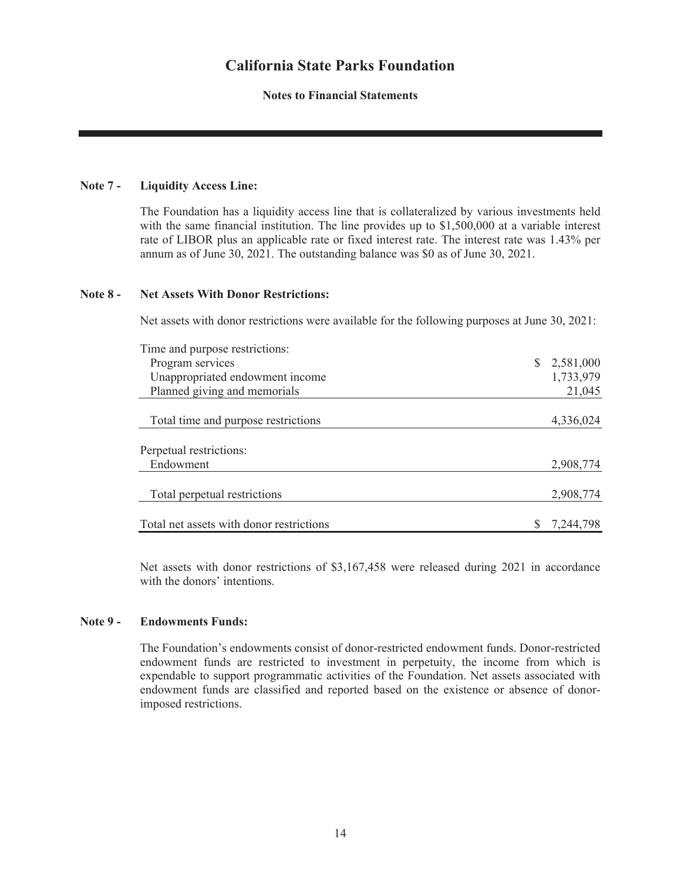# California State Parks Foundation

**Notes to Financial Statements**

**Note 7 - Liquidity Access Line:**

The Foundation has a liquidity access line that is collateralized by various investments held with the same financial institution. The line provides up to $1,500,000 at a variable interest rate of LIBOR plus an applicable rate or fixed interest rate. The interest rate was 1.43% per annum as of June 30, 2021. The outstanding balance was $0 as of June 30, 2021.

**Note 8 - Net Assets With Donor Restrictions:**

Net assets with donor restrictions were available for the following purposes at June 30, 2021:

| | |
|---|---|
| Time and purpose restrictions: | |
| Program services | $ 2,581,000 |
| Unappropriated endowment income | 1,733,979 |
| Planned giving and memorials | 21,045 |
| Total time and purpose restrictions | 4,336,024 |
| Perpetual restrictions: | |
| Endowment | 2,908,774 |
| Total perpetual restrictions | 2,908,774 |
| Total net assets with donor restrictions | $ 7,244,798 |

Net assets with donor restrictions of $3,167,458 were released during 2021 in accordance with the donors' intentions.

**Note 9 - Endowments Funds:**

The Foundation's endowments consist of donor-restricted endowment funds. Donor-restricted endowment funds are restricted to investment in perpetuity, the income from which is expendable to support programmatic activities of the Foundation. Net assets associated with endowment funds are classified and reported based on the existence or absence of donor-imposed restrictions.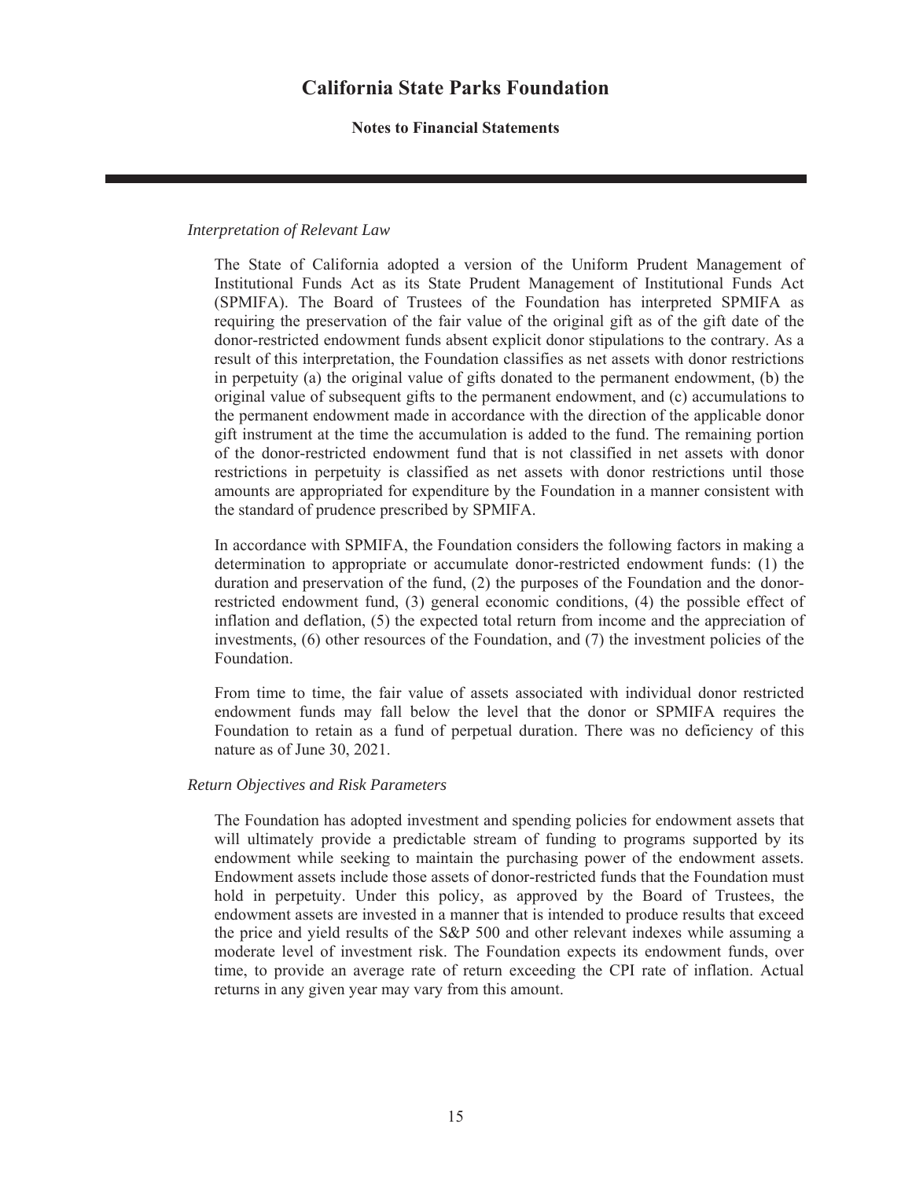*Interpretation of Relevant Law*

The State of California adopted a version of the Uniform Prudent Management of Institutional Funds Act as its State Prudent Management of Institutional Funds Act (SPMIFA). The Board of Trustees of the Foundation has interpreted SPMIFA as requiring the preservation of the fair value of the original gift as of the gift date of the donor-restricted endowment funds absent explicit donor stipulations to the contrary. As a result of this interpretation, the Foundation classifies as net assets with donor restrictions in perpetuity (a) the original value of gifts donated to the permanent endowment, (b) the original value of subsequent gifts to the permanent endowment, and (c) accumulations to the permanent endowment made in accordance with the direction of the applicable donor gift instrument at the time the accumulation is added to the fund. The remaining portion of the donor-restricted endowment fund that is not classified in net assets with donor restrictions in perpetuity is classified as net assets with donor restrictions until those amounts are appropriated for expenditure by the Foundation in a manner consistent with the standard of prudence prescribed by SPMIFA.

In accordance with SPMIFA, the Foundation considers the following factors in making a determination to appropriate or accumulate donor-restricted endowment funds: (1) the duration and preservation of the fund, (2) the purposes of the Foundation and the donor-restricted endowment fund, (3) general economic conditions, (4) the possible effect of inflation and deflation, (5) the expected total return from income and the appreciation of investments, (6) other resources of the Foundation, and (7) the investment policies of the Foundation.

From time to time, the fair value of assets associated with individual donor restricted endowment funds may fall below the level that the donor or SPMIFA requires the Foundation to retain as a fund of perpetual duration. There was no deficiency of this nature as of June 30, 2021.

*Return Objectives and Risk Parameters*

The Foundation has adopted investment and spending policies for endowment assets that will ultimately provide a predictable stream of funding to programs supported by its endowment while seeking to maintain the purchasing power of the endowment assets. Endowment assets include those assets of donor-restricted funds that the Foundation must hold in perpetuity. Under this policy, as approved by the Board of Trustees, the endowment assets are invested in a manner that is intended to produce results that exceed the price and yield results of the S&P 500 and other relevant indexes while assuming a moderate level of investment risk. The Foundation expects its endowment funds, over time, to provide an average rate of return exceeding the CPI rate of inflation. Actual returns in any given year may vary from this amount.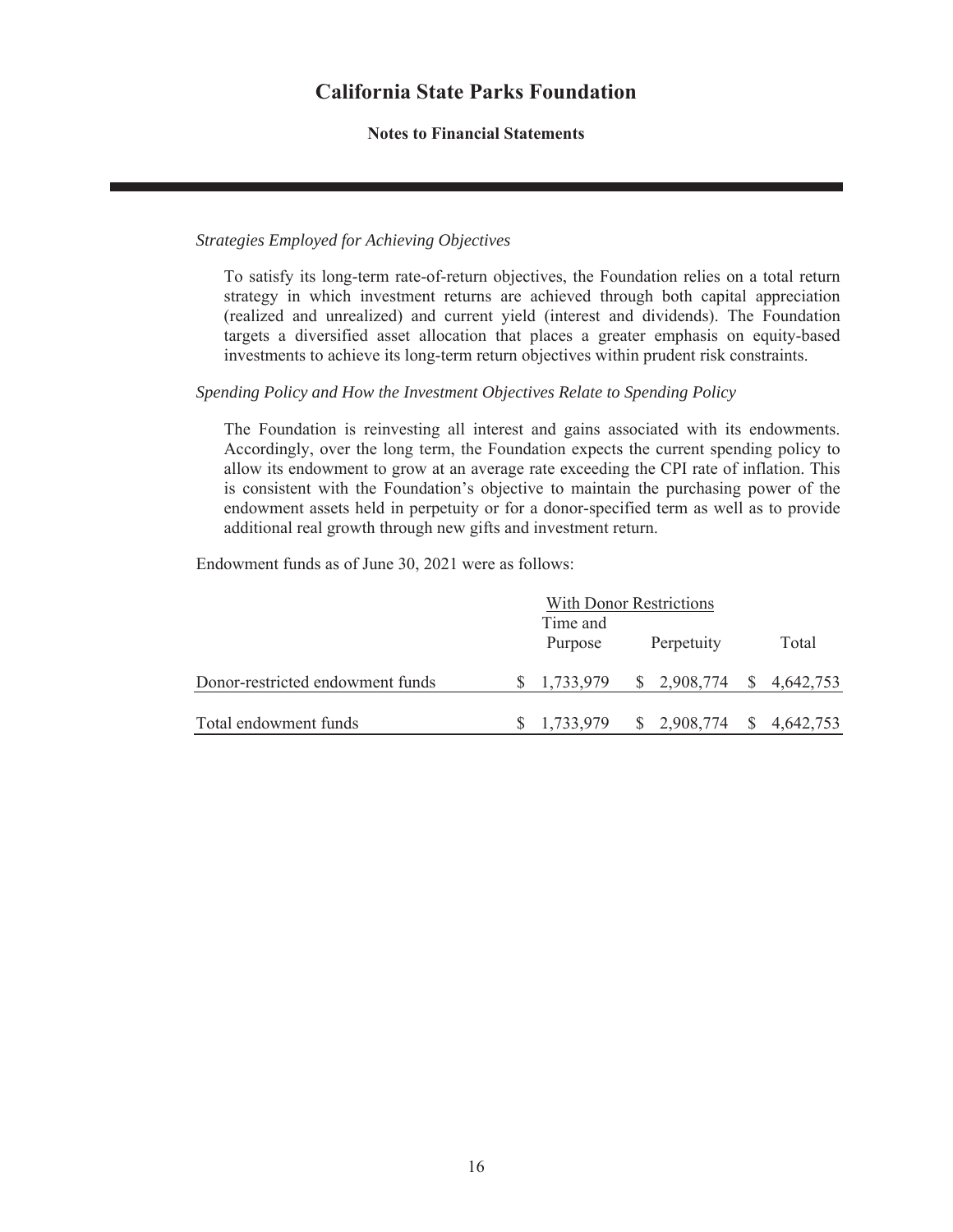*Strategies Employed for Achieving Objectives*

To satisfy its long-term rate-of-return objectives, the Foundation relies on a total return strategy in which investment returns are achieved through both capital appreciation (realized and unrealized) and current yield (interest and dividends). The Foundation targets a diversified asset allocation that places a greater emphasis on equity-based investments to achieve its long-term return objectives within prudent risk constraints.

*Spending Policy and How the Investment Objectives Relate to Spending Policy*

The Foundation is reinvesting all interest and gains associated with its endowments. Accordingly, over the long term, the Foundation expects the current spending policy to allow its endowment to grow at an average rate exceeding the CPI rate of inflation. This is consistent with the Foundation's objective to maintain the purchasing power of the endowment assets held in perpetuity or for a donor-specified term as well as to provide additional real growth through new gifts and investment return.

Endowment funds as of June 30, 2021 were as follows:

| | With Donor Restrictions | | |
|---|---|---|---|
| | Time and Purpose | Perpetuity | Total |
| Donor-restricted endowment funds | $ 1,733,979 | $ 2,908,774 | $ 4,642,753 |
| Total endowment funds | $ 1,733,979 | $ 2,908,774 | $ 4,642,753 |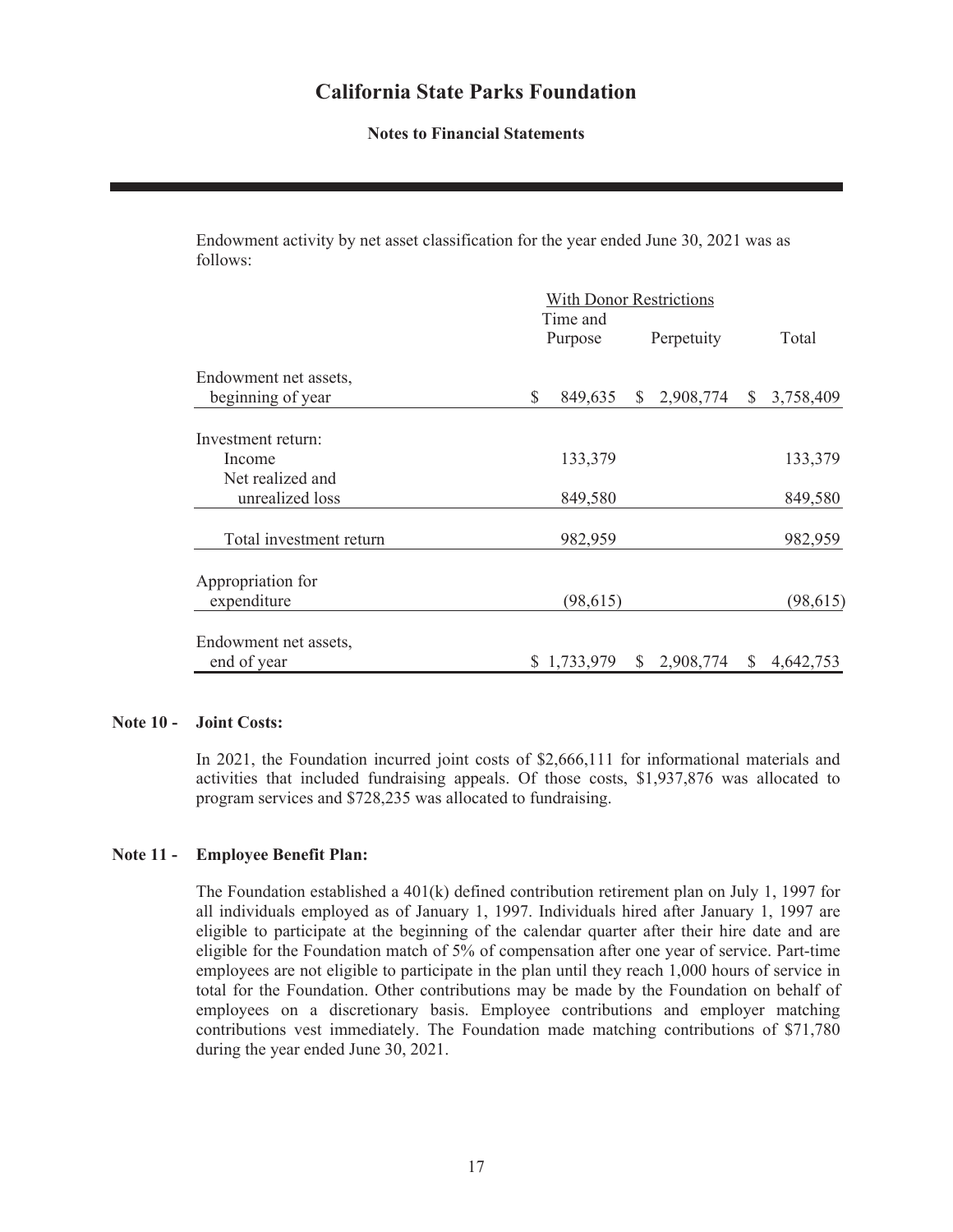Endowment activity by net asset classification for the year ended June 30, 2021 was as follows:

| | With Donor Restrictions | | |
|---|---|---|---|
| | Time and Purpose | Perpetuity | Total |
| Endowment net assets, beginning of year | $ 849,635 | $ 2,908,774 | $ 3,758,409 |
| Investment return: | | | |
| Income | 133,379 | | 133,379 |
| Net realized and unrealized loss | 849,580 | | 849,580 |
| Total investment return | 982,959 | | 982,959 |
| Appropriation for expenditure | (98,615) | | (98,615) |
| Endowment net assets, end of year | $ 1,733,979 | $ 2,908,774 | $ 4,642,753 |

**Note 10 - Joint Costs:**

In 2021, the Foundation incurred joint costs of $2,666,111 for informational materials and activities that included fundraising appeals. Of those costs, $1,937,876 was allocated to program services and $728,235 was allocated to fundraising.

**Note 11 - Employee Benefit Plan:**

The Foundation established a 401(k) defined contribution retirement plan on July 1, 1997 for all individuals employed as of January 1, 1997. Individuals hired after January 1, 1997 are eligible to participate at the beginning of the calendar quarter after their hire date and are eligible for the Foundation match of 5% of compensation after one year of service. Part-time employees are not eligible to participate in the plan until they reach 1,000 hours of service in total for the Foundation. Other contributions may be made by the Foundation on behalf of employees on a discretionary basis. Employee contributions and employer matching contributions vest immediately. The Foundation made matching contributions of $71,780 during the year ended June 30, 2021.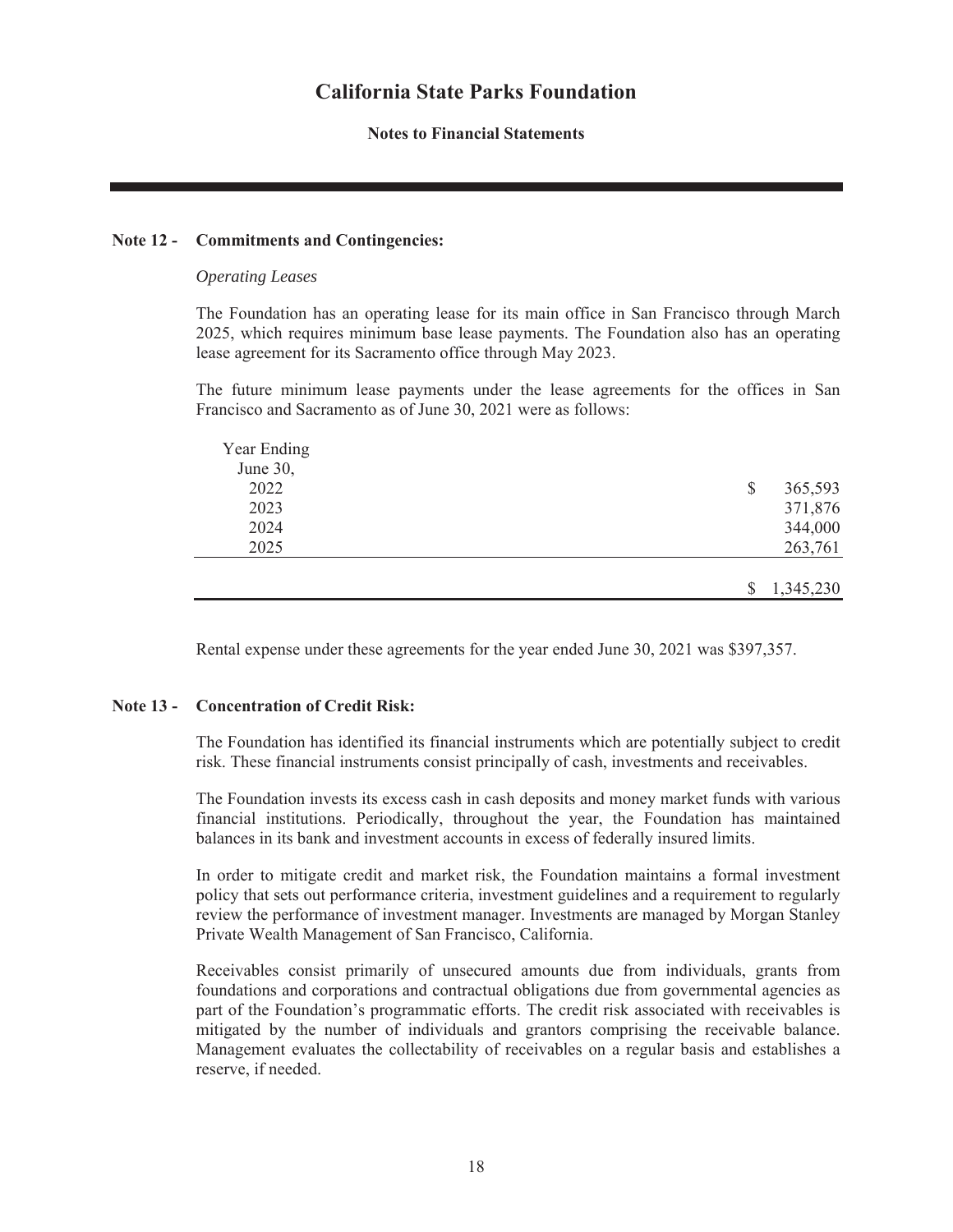# California State Parks Foundation

## Notes to Financial Statements

### Note 12 - Commitments and Contingencies:

*Operating Leases*

The Foundation has an operating lease for its main office in San Francisco through March 2025, which requires minimum base lease payments. The Foundation also has an operating lease agreement for its Sacramento office through May 2023.

The future minimum lease payments under the lease agreements for the offices in San Francisco and Sacramento as of June 30, 2021 were as follows:

| Year Ending June 30, | |
|---|---|
| 2022 | $ 365,593 |
| 2023 | 371,876 |
| 2024 | 344,000 |
| 2025 | 263,761 |
| | $ 1,345,230 |

Rental expense under these agreements for the year ended June 30, 2021 was $397,357.

### Note 13 - Concentration of Credit Risk:

The Foundation has identified its financial instruments which are potentially subject to credit risk. These financial instruments consist principally of cash, investments and receivables.

The Foundation invests its excess cash in cash deposits and money market funds with various financial institutions. Periodically, throughout the year, the Foundation has maintained balances in its bank and investment accounts in excess of federally insured limits.

In order to mitigate credit and market risk, the Foundation maintains a formal investment policy that sets out performance criteria, investment guidelines and a requirement to regularly review the performance of investment manager. Investments are managed by Morgan Stanley Private Wealth Management of San Francisco, California.

Receivables consist primarily of unsecured amounts due from individuals, grants from foundations and corporations and contractual obligations due from governmental agencies as part of the Foundation's programmatic efforts. The credit risk associated with receivables is mitigated by the number of individuals and grantors comprising the receivable balance. Management evaluates the collectability of receivables on a regular basis and establishes a reserve, if needed.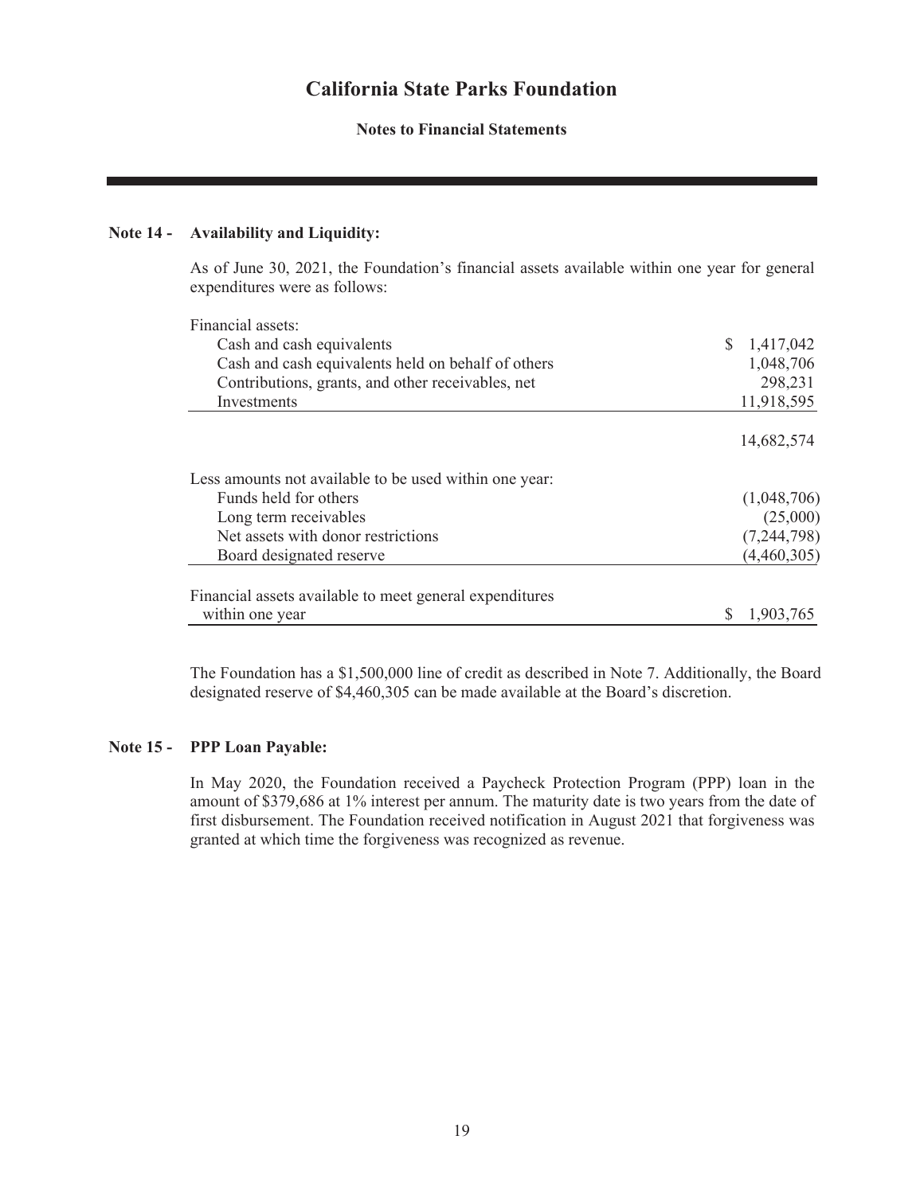# California State Parks Foundation

## Notes to Financial Statements

### Note 14 - Availability and Liquidity:

As of June 30, 2021, the Foundation's financial assets available within one year for general expenditures were as follows:

| | |
|---|---|
| Financial assets: | |
| Cash and cash equivalents | $ 1,417,042 |
| Cash and cash equivalents held on behalf of others | 1,048,706 |
| Contributions, grants, and other receivables, net | 298,231 |
| Investments | 11,918,595 |
| | 14,682,574 |
| Less amounts not available to be used within one year: | |
| Funds held for others | (1,048,706) |
| Long term receivables | (25,000) |
| Net assets with donor restrictions | (7,244,798) |
| Board designated reserve | (4,460,305) |
| Financial assets available to meet general expenditures within one year | $ 1,903,765 |

The Foundation has a $1,500,000 line of credit as described in Note 7. Additionally, the Board designated reserve of $4,460,305 can be made available at the Board's discretion.

### Note 15 - PPP Loan Payable:

In May 2020, the Foundation received a Paycheck Protection Program (PPP) loan in the amount of $379,686 at 1% interest per annum. The maturity date is two years from the date of first disbursement. The Foundation received notification in August 2021 that forgiveness was granted at which time the forgiveness was recognized as revenue.